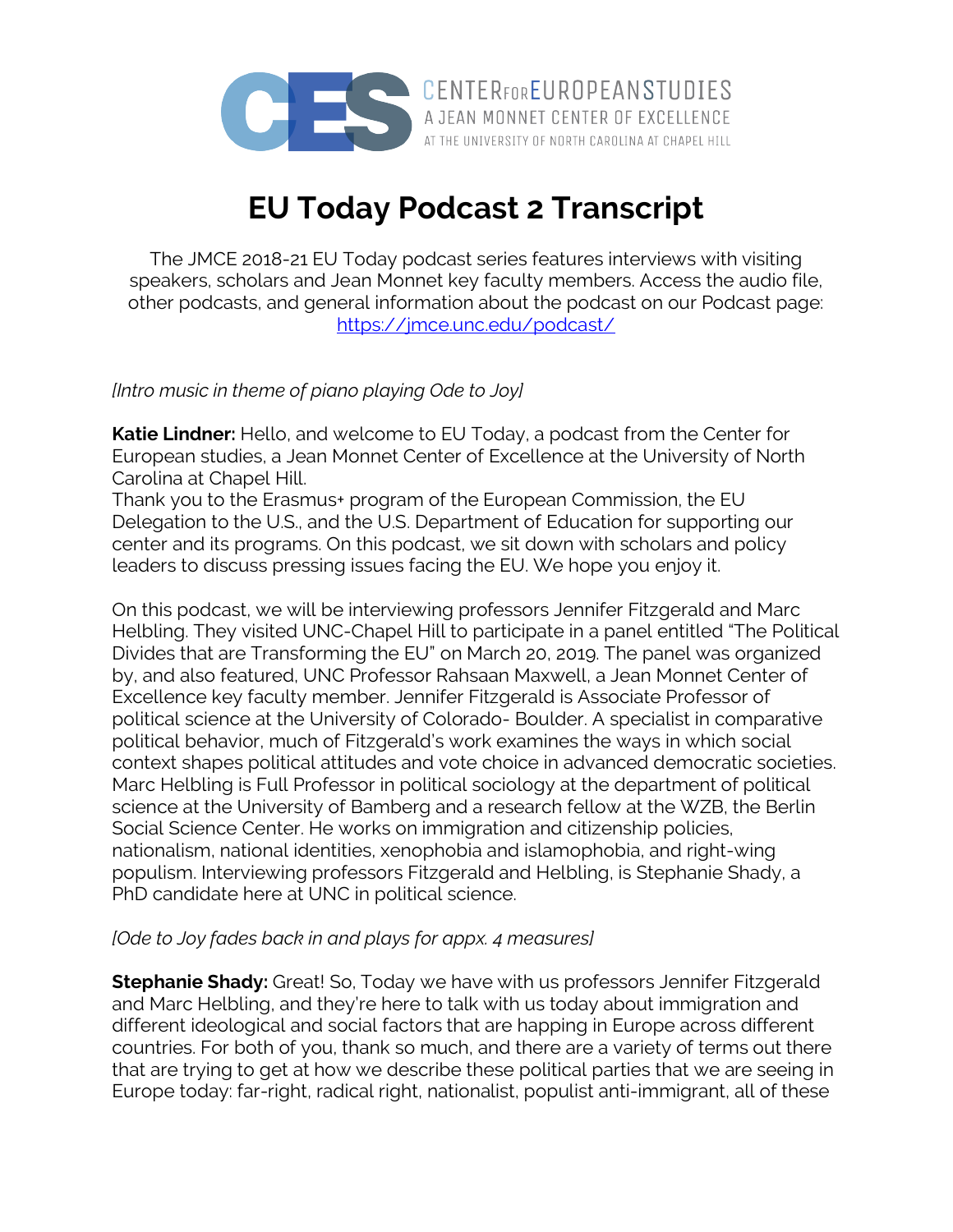CENTER FOR EUROPEAN STUDIES
A JEAN MONNET CENTER OF EXCELLENCE
AT THE UNIVERSITY OF NORTH CAROLINA AT CHAPEL HILL

# EU Today Podcast 2 Transcript

The JMCE 2018-21 EU Today podcast series features interviews with visiting speakers, scholars and Jean Monnet key faculty members. Access the audio file, other podcasts, and general information about the podcast on our Podcast page: https://jmce.unc.edu/podcast/

*[Intro music in theme of piano playing Ode to Joy]*

**Katie Lindner:** Hello, and welcome to EU Today, a podcast from the Center for European studies, a Jean Monnet Center of Excellence at the University of North Carolina at Chapel Hill.
Thank you to the Erasmus+ program of the European Commission, the EU Delegation to the U.S., and the U.S. Department of Education for supporting our center and its programs. On this podcast, we sit down with scholars and policy leaders to discuss pressing issues facing the EU. We hope you enjoy it.

On this podcast, we will be interviewing professors Jennifer Fitzgerald and Marc Helbling. They visited UNC-Chapel Hill to participate in a panel entitled "The Political Divides that are Transforming the EU" on March 20, 2019. The panel was organized by, and also featured, UNC Professor Rahsaan Maxwell, a Jean Monnet Center of Excellence key faculty member. Jennifer Fitzgerald is Associate Professor of political science at the University of Colorado- Boulder. A specialist in comparative political behavior, much of Fitzgerald's work examines the ways in which social context shapes political attitudes and vote choice in advanced democratic societies. Marc Helbling is Full Professor in political sociology at the department of political science at the University of Bamberg and a research fellow at the WZB, the Berlin Social Science Center. He works on immigration and citizenship policies, nationalism, national identities, xenophobia and islamophobia, and right-wing populism. Interviewing professors Fitzgerald and Helbling, is Stephanie Shady, a PhD candidate here at UNC in political science.

*[Ode to Joy fades back in and plays for appx. 4 measures]*

**Stephanie Shady:** Great! So, Today we have with us professors Jennifer Fitzgerald and Marc Helbling, and they're here to talk with us today about immigration and different ideological and social factors that are happing in Europe across different countries. For both of you, thank so much, and there are a variety of terms out there that are trying to get at how we describe these political parties that we are seeing in Europe today: far-right, radical right, nationalist, populist anti-immigrant, all of these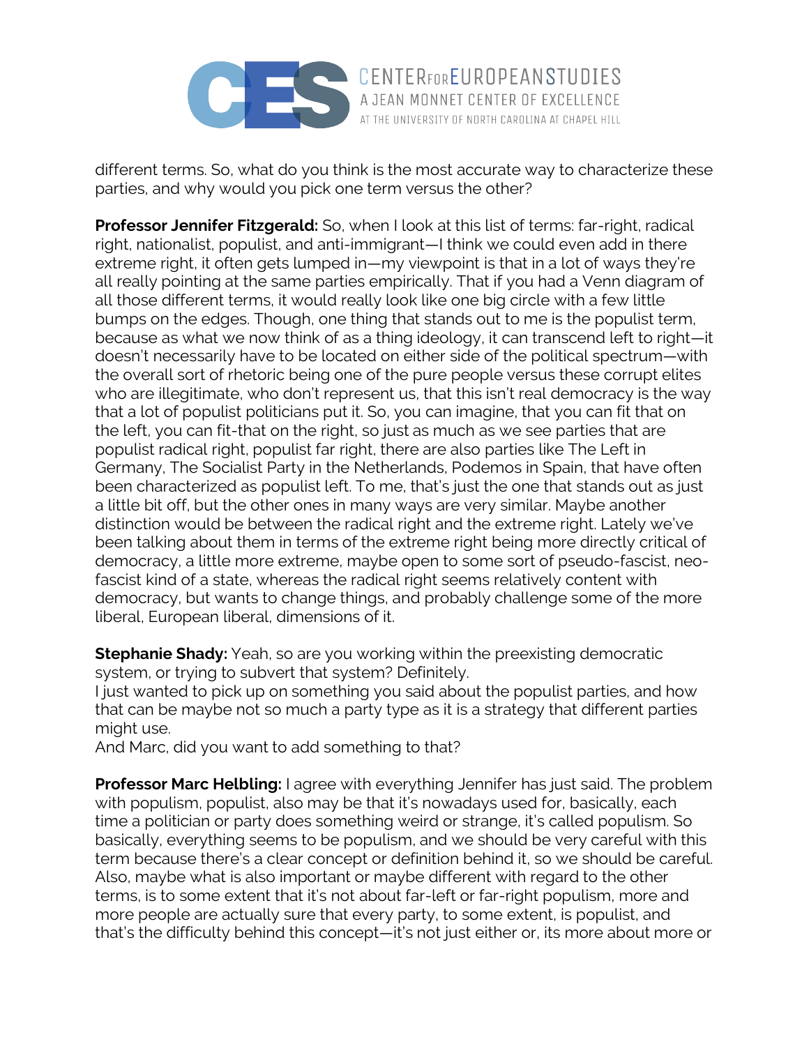different terms. So, what do you think is the most accurate way to characterize these parties, and why would you pick one term versus the other?

**Professor Jennifer Fitzgerald:** So, when I look at this list of terms: far-right, radical right, nationalist, populist, and anti-immigrant—I think we could even add in there extreme right, it often gets lumped in—my viewpoint is that in a lot of ways they're all really pointing at the same parties empirically. That if you had a Venn diagram of all those different terms, it would really look like one big circle with a few little bumps on the edges. Though, one thing that stands out to me is the populist term, because as what we now think of as a thing ideology, it can transcend left to right—it doesn't necessarily have to be located on either side of the political spectrum—with the overall sort of rhetoric being one of the pure people versus these corrupt elites who are illegitimate, who don't represent us, that this isn't real democracy is the way that a lot of populist politicians put it. So, you can imagine, that you can fit that on the left, you can fit-that on the right, so just as much as we see parties that are populist radical right, populist far right, there are also parties like The Left in Germany, The Socialist Party in the Netherlands, Podemos in Spain, that have often been characterized as populist left. To me, that's just the one that stands out as just a little bit off, but the other ones in many ways are very similar. Maybe another distinction would be between the radical right and the extreme right. Lately we've been talking about them in terms of the extreme right being more directly critical of democracy, a little more extreme, maybe open to some sort of pseudo-fascist, neo-fascist kind of a state, whereas the radical right seems relatively content with democracy, but wants to change things, and probably challenge some of the more liberal, European liberal, dimensions of it.

**Stephanie Shady:** Yeah, so are you working within the preexisting democratic system, or trying to subvert that system? Definitely.
I just wanted to pick up on something you said about the populist parties, and how that can be maybe not so much a party type as it is a strategy that different parties might use.
And Marc, did you want to add something to that?

**Professor Marc Helbling:** I agree with everything Jennifer has just said. The problem with populism, populist, also may be that it's nowadays used for, basically, each time a politician or party does something weird or strange, it's called populism. So basically, everything seems to be populism, and we should be very careful with this term because there's a clear concept or definition behind it, so we should be careful. Also, maybe what is also important or maybe different with regard to the other terms, is to some extent that it's not about far-left or far-right populism, more and more people are actually sure that every party, to some extent, is populist, and that's the difficulty behind this concept—it's not just either or, its more about more or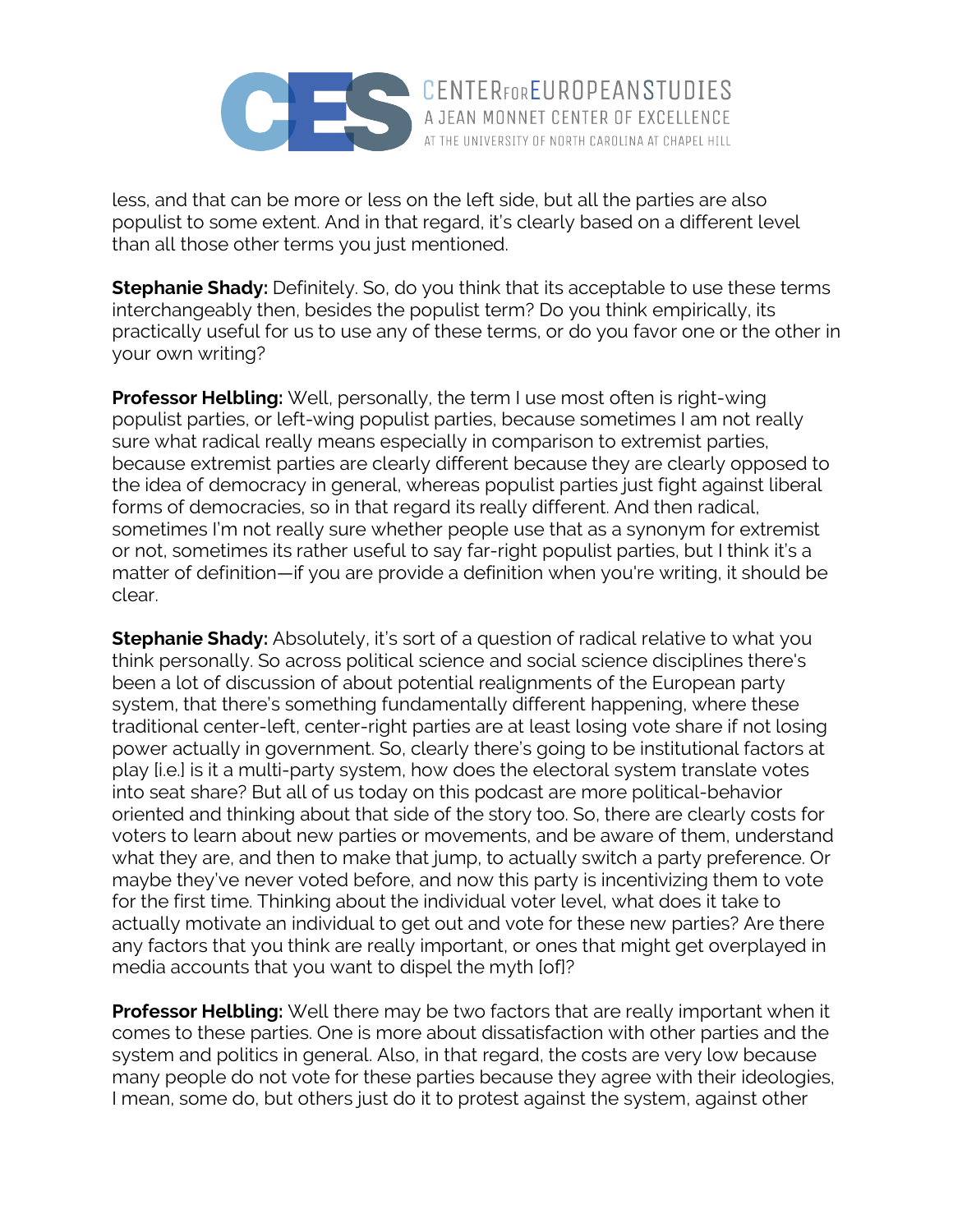less, and that can be more or less on the left side, but all the parties are also populist to some extent. And in that regard, it's clearly based on a different level than all those other terms you just mentioned.

**Stephanie Shady:** Definitely. So, do you think that its acceptable to use these terms interchangeably then, besides the populist term? Do you think empirically, its practically useful for us to use any of these terms, or do you favor one or the other in your own writing?

**Professor Helbling:** Well, personally, the term I use most often is right-wing populist parties, or left-wing populist parties, because sometimes I am not really sure what radical really means especially in comparison to extremist parties, because extremist parties are clearly different because they are clearly opposed to the idea of democracy in general, whereas populist parties just fight against liberal forms of democracies, so in that regard its really different. And then radical, sometimes I'm not really sure whether people use that as a synonym for extremist or not, sometimes its rather useful to say far-right populist parties, but I think it's a matter of definition—if you are provide a definition when you're writing, it should be clear.

**Stephanie Shady:** Absolutely, it's sort of a question of radical relative to what you think personally. So across political science and social science disciplines there's been a lot of discussion of about potential realignments of the European party system, that there's something fundamentally different happening, where these traditional center-left, center-right parties are at least losing vote share if not losing power actually in government. So, clearly there's going to be institutional factors at play [i.e.] is it a multi-party system, how does the electoral system translate votes into seat share? But all of us today on this podcast are more political-behavior oriented and thinking about that side of the story too. So, there are clearly costs for voters to learn about new parties or movements, and be aware of them, understand what they are, and then to make that jump, to actually switch a party preference. Or maybe they've never voted before, and now this party is incentivizing them to vote for the first time. Thinking about the individual voter level, what does it take to actually motivate an individual to get out and vote for these new parties? Are there any factors that you think are really important, or ones that might get overplayed in media accounts that you want to dispel the myth [of]?

**Professor Helbling:** Well there may be two factors that are really important when it comes to these parties. One is more about dissatisfaction with other parties and the system and politics in general. Also, in that regard, the costs are very low because many people do not vote for these parties because they agree with their ideologies, I mean, some do, but others just do it to protest against the system, against other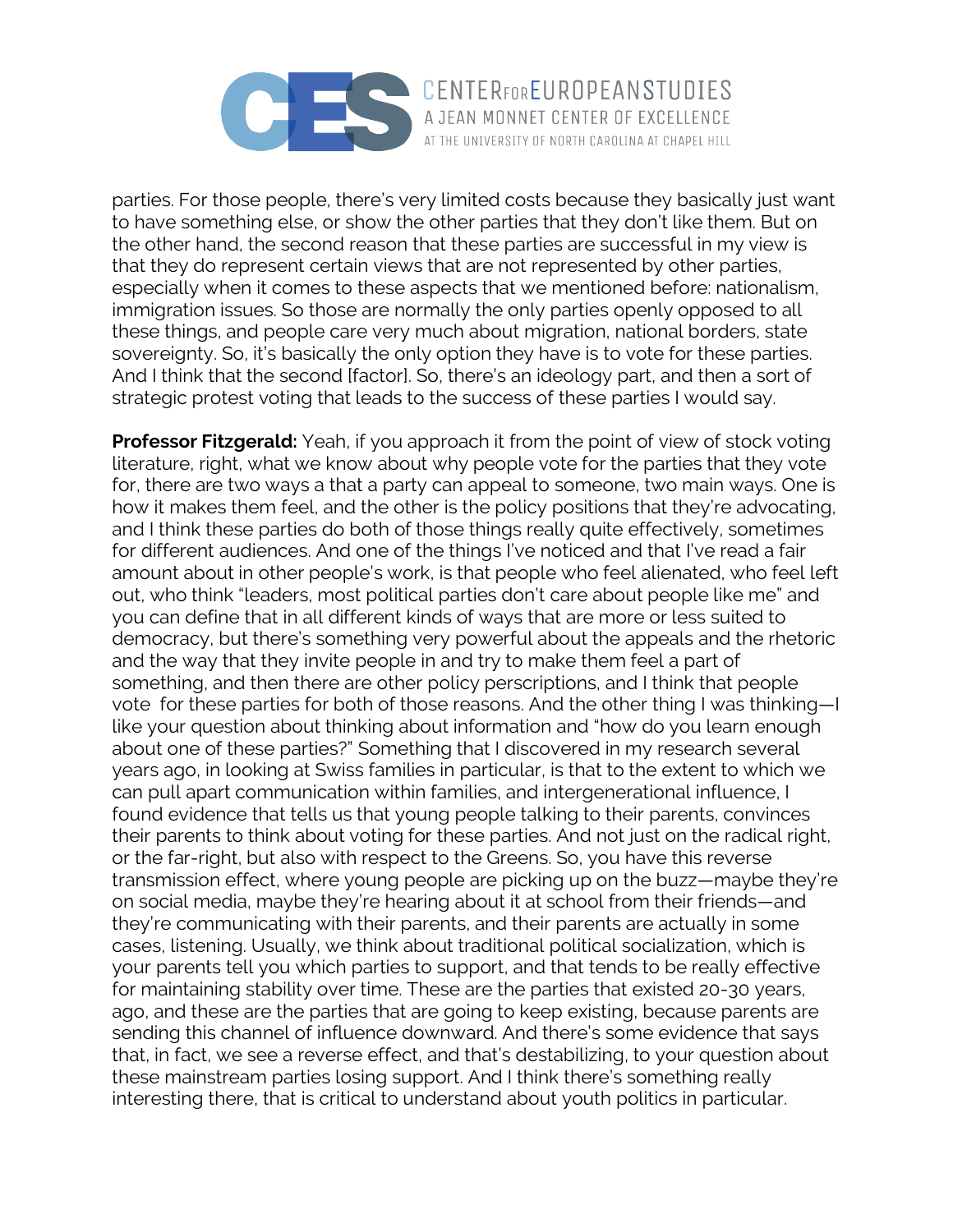parties. For those people, there's very limited costs because they basically just want to have something else, or show the other parties that they don't like them. But on the other hand, the second reason that these parties are successful in my view is that they do represent certain views that are not represented by other parties, especially when it comes to these aspects that we mentioned before: nationalism, immigration issues. So those are normally the only parties openly opposed to all these things, and people care very much about migration, national borders, state sovereignty. So, it's basically the only option they have is to vote for these parties. And I think that the second [factor]. So, there's an ideology part, and then a sort of strategic protest voting that leads to the success of these parties I would say.

**Professor Fitzgerald:** Yeah, if you approach it from the point of view of stock voting literature, right, what we know about why people vote for the parties that they vote for, there are two ways a that a party can appeal to someone, two main ways. One is how it makes them feel, and the other is the policy positions that they're advocating, and I think these parties do both of those things really quite effectively, sometimes for different audiences. And one of the things I've noticed and that I've read a fair amount about in other people's work, is that people who feel alienated, who feel left out, who think "leaders, most political parties don't care about people like me" and you can define that in all different kinds of ways that are more or less suited to democracy, but there's something very powerful about the appeals and the rhetoric and the way that they invite people in and try to make them feel a part of something, and then there are other policy perscriptions, and I think that people vote for these parties for both of those reasons. And the other thing I was thinking—I like your question about thinking about information and "how do you learn enough about one of these parties?" Something that I discovered in my research several years ago, in looking at Swiss families in particular, is that to the extent to which we can pull apart communication within families, and intergenerational influence, I found evidence that tells us that young people talking to their parents, convinces their parents to think about voting for these parties. And not just on the radical right, or the far-right, but also with respect to the Greens. So, you have this reverse transmission effect, where young people are picking up on the buzz—maybe they're on social media, maybe they're hearing about it at school from their friends—and they're communicating with their parents, and their parents are actually in some cases, listening. Usually, we think about traditional political socialization, which is your parents tell you which parties to support, and that tends to be really effective for maintaining stability over time. These are the parties that existed 20-30 years, ago, and these are the parties that are going to keep existing, because parents are sending this channel of influence downward. And there's some evidence that says that, in fact, we see a reverse effect, and that's destabilizing, to your question about these mainstream parties losing support. And I think there's something really interesting there, that is critical to understand about youth politics in particular.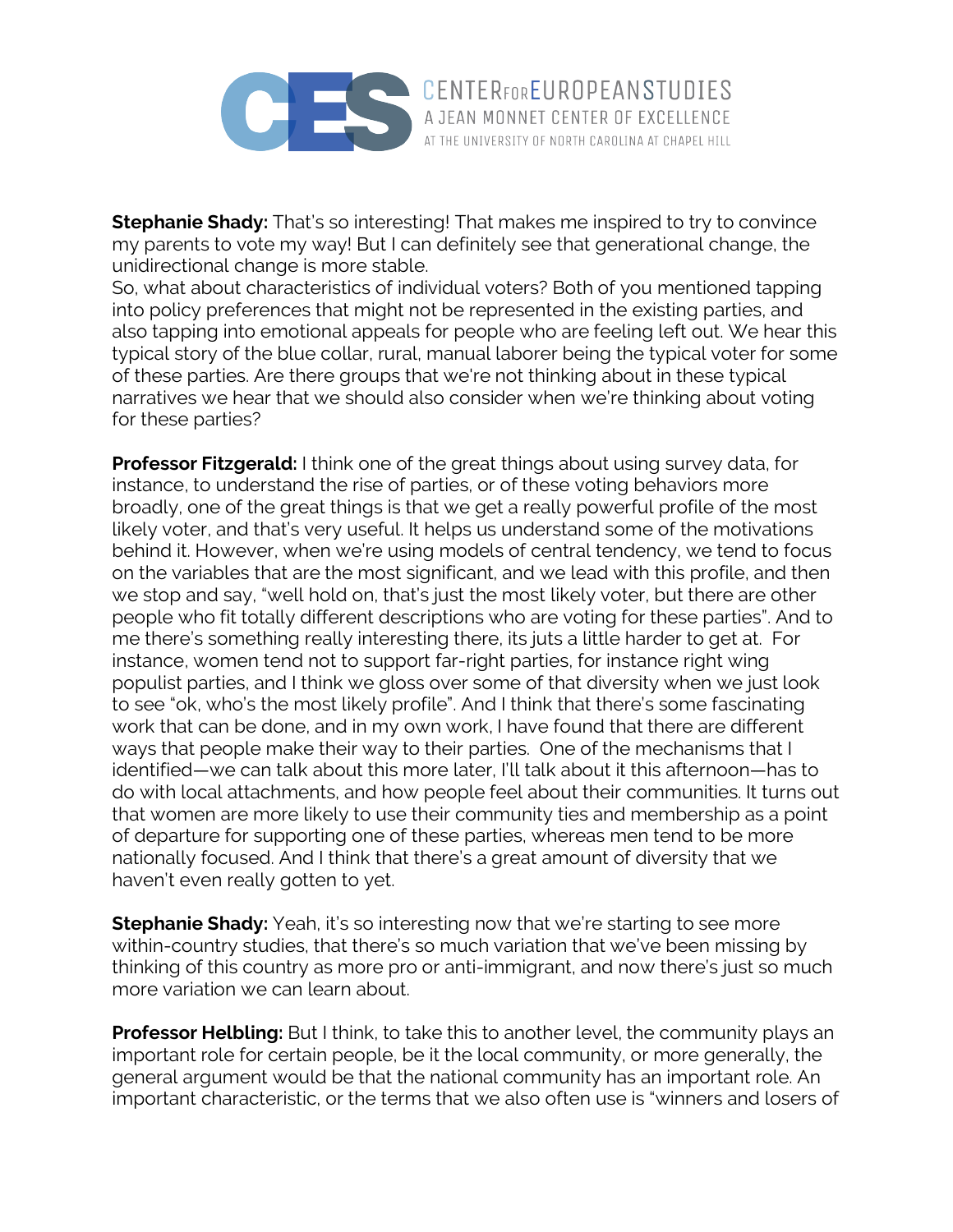**Stephanie Shady:** That's so interesting! That makes me inspired to try to convince my parents to vote my way! But I can definitely see that generational change, the unidirectional change is more stable.

So, what about characteristics of individual voters? Both of you mentioned tapping into policy preferences that might not be represented in the existing parties, and also tapping into emotional appeals for people who are feeling left out. We hear this typical story of the blue collar, rural, manual laborer being the typical voter for some of these parties. Are there groups that we're not thinking about in these typical narratives we hear that we should also consider when we're thinking about voting for these parties?

**Professor Fitzgerald:** I think one of the great things about using survey data, for instance, to understand the rise of parties, or of these voting behaviors more broadly, one of the great things is that we get a really powerful profile of the most likely voter, and that's very useful. It helps us understand some of the motivations behind it. However, when we're using models of central tendency, we tend to focus on the variables that are the most significant, and we lead with this profile, and then we stop and say, "well hold on, that's just the most likely voter, but there are other people who fit totally different descriptions who are voting for these parties". And to me there's something really interesting there, its juts a little harder to get at. For instance, women tend not to support far-right parties, for instance right wing populist parties, and I think we gloss over some of that diversity when we just look to see "ok, who's the most likely profile". And I think that there's some fascinating work that can be done, and in my own work, I have found that there are different ways that people make their way to their parties. One of the mechanisms that I identified—we can talk about this more later, I'll talk about it this afternoon—has to do with local attachments, and how people feel about their communities. It turns out that women are more likely to use their community ties and membership as a point of departure for supporting one of these parties, whereas men tend to be more nationally focused. And I think that there's a great amount of diversity that we haven't even really gotten to yet.

**Stephanie Shady:** Yeah, it's so interesting now that we're starting to see more within-country studies, that there's so much variation that we've been missing by thinking of this country as more pro or anti-immigrant, and now there's just so much more variation we can learn about.

**Professor Helbling:** But I think, to take this to another level, the community plays an important role for certain people, be it the local community, or more generally, the general argument would be that the national community has an important role. An important characteristic, or the terms that we also often use is "winners and losers of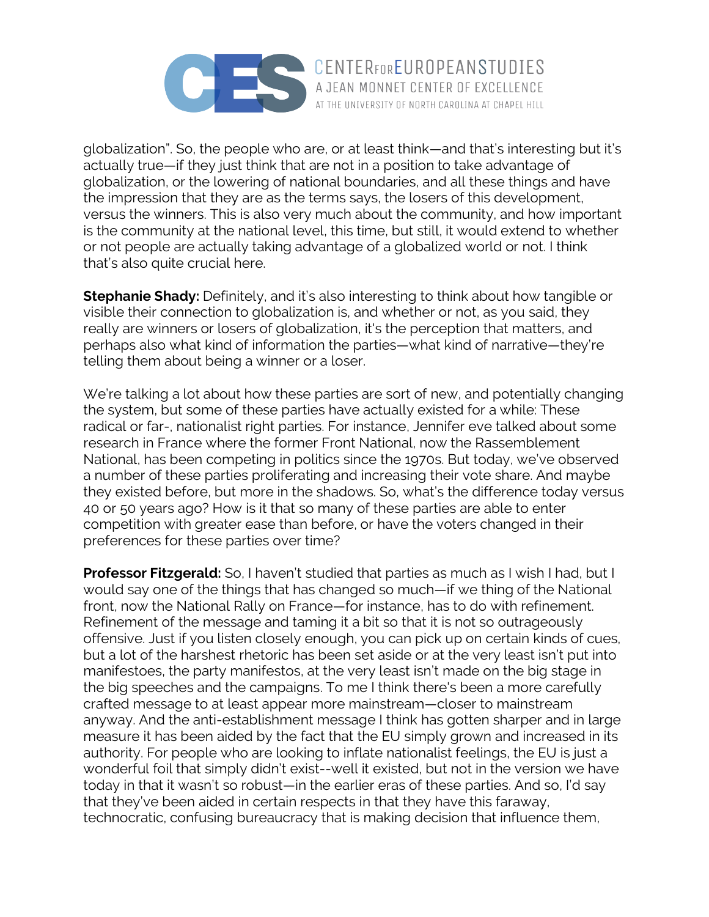globalization". So, the people who are, or at least think—and that's interesting but it's actually true—if they just think that are not in a position to take advantage of globalization, or the lowering of national boundaries, and all these things and have the impression that they are as the terms says, the losers of this development, versus the winners. This is also very much about the community, and how important is the community at the national level, this time, but still, it would extend to whether or not people are actually taking advantage of a globalized world or not. I think that's also quite crucial here.

**Stephanie Shady:** Definitely, and it's also interesting to think about how tangible or visible their connection to globalization is, and whether or not, as you said, they really are winners or losers of globalization, it's the perception that matters, and perhaps also what kind of information the parties—what kind of narrative—they're telling them about being a winner or a loser.

We're talking a lot about how these parties are sort of new, and potentially changing the system, but some of these parties have actually existed for a while: These radical or far-, nationalist right parties. For instance, Jennifer eve talked about some research in France where the former Front National, now the Rassemblement National, has been competing in politics since the 1970s. But today, we've observed a number of these parties proliferating and increasing their vote share. And maybe they existed before, but more in the shadows. So, what's the difference today versus 40 or 50 years ago? How is it that so many of these parties are able to enter competition with greater ease than before, or have the voters changed in their preferences for these parties over time?

**Professor Fitzgerald:** So, I haven't studied that parties as much as I wish I had, but I would say one of the things that has changed so much—if we thing of the National front, now the National Rally on France—for instance, has to do with refinement. Refinement of the message and taming it a bit so that it is not so outrageously offensive. Just if you listen closely enough, you can pick up on certain kinds of cues, but a lot of the harshest rhetoric has been set aside or at the very least isn't put into manifestoes, the party manifestos, at the very least isn't made on the big stage in the big speeches and the campaigns. To me I think there's been a more carefully crafted message to at least appear more mainstream—closer to mainstream anyway. And the anti-establishment message I think has gotten sharper and in large measure it has been aided by the fact that the EU simply grown and increased in its authority. For people who are looking to inflate nationalist feelings, the EU is just a wonderful foil that simply didn't exist--well it existed, but not in the version we have today in that it wasn't so robust—in the earlier eras of these parties. And so, I'd say that they've been aided in certain respects in that they have this faraway, technocratic, confusing bureaucracy that is making decision that influence them,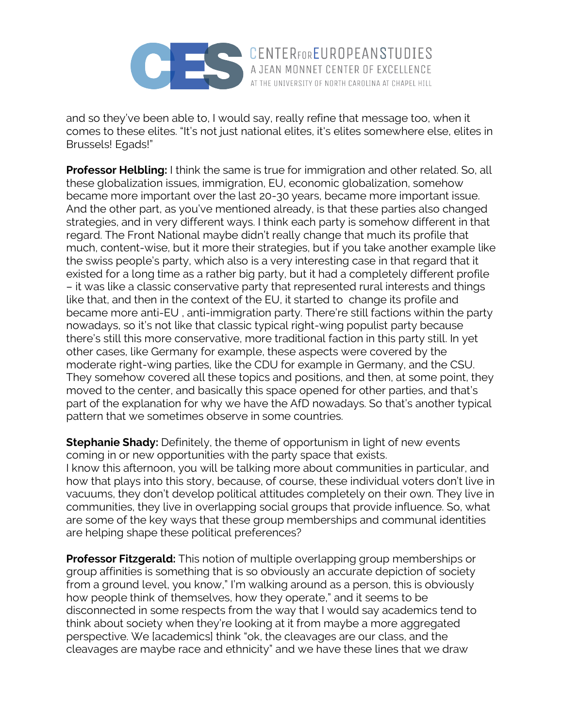and so they've been able to, I would say, really refine that message too, when it comes to these elites. "It's not just national elites, it's elites somewhere else, elites in Brussels! Egads!"

**Professor Helbling:** I think the same is true for immigration and other related. So, all these globalization issues, immigration, EU, economic globalization, somehow became more important over the last 20-30 years, became more important issue. And the other part, as you've mentioned already, is that these parties also changed strategies, and in very different ways. I think each party is somehow different in that regard. The Front National maybe didn't really change that much its profile that much, content-wise, but it more their strategies, but if you take another example like the swiss people's party, which also is a very interesting case in that regard that it existed for a long time as a rather big party, but it had a completely different profile – it was like a classic conservative party that represented rural interests and things like that, and then in the context of the EU, it started to change its profile and became more anti-EU , anti-immigration party. There're still factions within the party nowadays, so it's not like that classic typical right-wing populist party because there's still this more conservative, more traditional faction in this party still. In yet other cases, like Germany for example, these aspects were covered by the moderate right-wing parties, like the CDU for example in Germany, and the CSU. They somehow covered all these topics and positions, and then, at some point, they moved to the center, and basically this space opened for other parties, and that's part of the explanation for why we have the AfD nowadays. So that's another typical pattern that we sometimes observe in some countries.

**Stephanie Shady:** Definitely, the theme of opportunism in light of new events coming in or new opportunities with the party space that exists.
I know this afternoon, you will be talking more about communities in particular, and how that plays into this story, because, of course, these individual voters don't live in vacuums, they don't develop political attitudes completely on their own. They live in communities, they live in overlapping social groups that provide influence. So, what are some of the key ways that these group memberships and communal identities are helping shape these political preferences?

**Professor Fitzgerald:** This notion of multiple overlapping group memberships or group affinities is something that is so obviously an accurate depiction of society from a ground level, you know," I'm walking around as a person, this is obviously how people think of themselves, how they operate," and it seems to be disconnected in some respects from the way that I would say academics tend to think about society when they're looking at it from maybe a more aggregated perspective. We [academics] think "ok, the cleavages are our class, and the cleavages are maybe race and ethnicity" and we have these lines that we draw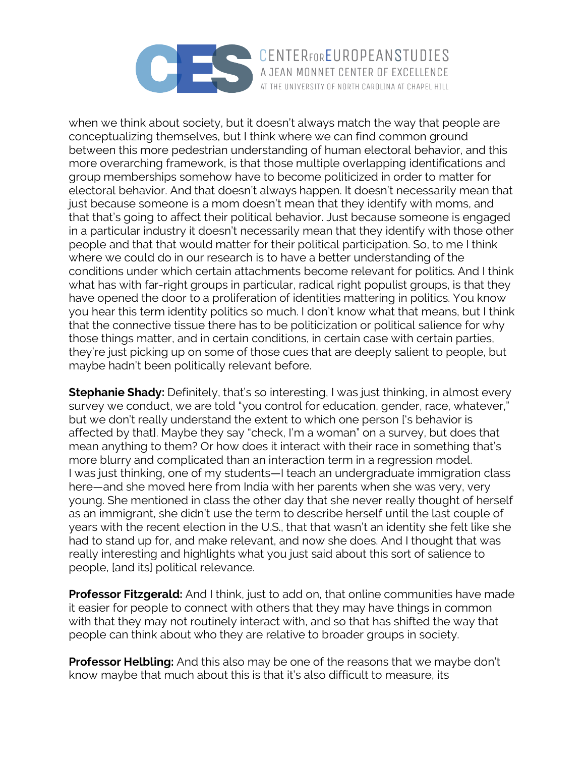when we think about society, but it doesn't always match the way that people are conceptualizing themselves, but I think where we can find common ground between this more pedestrian understanding of human electoral behavior, and this more overarching framework, is that those multiple overlapping identifications and group memberships somehow have to become politicized in order to matter for electoral behavior. And that doesn't always happen. It doesn't necessarily mean that just because someone is a mom doesn't mean that they identify with moms, and that that's going to affect their political behavior. Just because someone is engaged in a particular industry it doesn't necessarily mean that they identify with those other people and that that would matter for their political participation. So, to me I think where we could do in our research is to have a better understanding of the conditions under which certain attachments become relevant for politics. And I think what has with far-right groups in particular, radical right populist groups, is that they have opened the door to a proliferation of identities mattering in politics. You know you hear this term identity politics so much. I don't know what that means, but I think that the connective tissue there has to be politicization or political salience for why those things matter, and in certain conditions, in certain case with certain parties, they're just picking up on some of those cues that are deeply salient to people, but maybe hadn't been politically relevant before.

**Stephanie Shady:** Definitely, that's so interesting, I was just thinking, in almost every survey we conduct, we are told "you control for education, gender, race, whatever," but we don't really understand the extent to which one person ['s behavior is affected by that]. Maybe they say "check, I'm a woman" on a survey, but does that mean anything to them? Or how does it interact with their race in something that's more blurry and complicated than an interaction term in a regression model. I was just thinking, one of my students—I teach an undergraduate immigration class here—and she moved here from India with her parents when she was very, very young. She mentioned in class the other day that she never really thought of herself as an immigrant, she didn't use the term to describe herself until the last couple of years with the recent election in the U.S., that that wasn't an identity she felt like she had to stand up for, and make relevant, and now she does. And I thought that was really interesting and highlights what you just said about this sort of salience to people, [and its] political relevance.

**Professor Fitzgerald:** And I think, just to add on, that online communities have made it easier for people to connect with others that they may have things in common with that they may not routinely interact with, and so that has shifted the way that people can think about who they are relative to broader groups in society.

**Professor Helbling:** And this also may be one of the reasons that we maybe don't know maybe that much about this is that it's also difficult to measure, its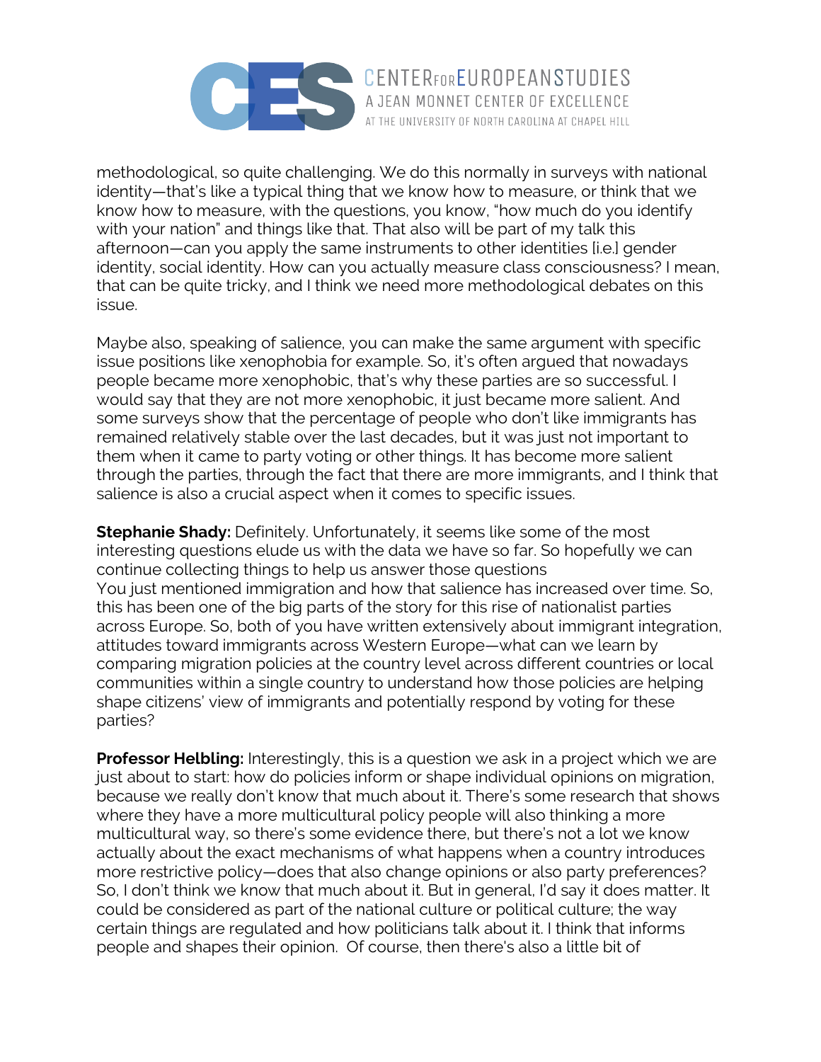methodological, so quite challenging. We do this normally in surveys with national identity—that's like a typical thing that we know how to measure, or think that we know how to measure, with the questions, you know, "how much do you identify with your nation" and things like that. That also will be part of my talk this afternoon—can you apply the same instruments to other identities [i.e.] gender identity, social identity. How can you actually measure class consciousness? I mean, that can be quite tricky, and I think we need more methodological debates on this issue.

Maybe also, speaking of salience, you can make the same argument with specific issue positions like xenophobia for example. So, it's often argued that nowadays people became more xenophobic, that's why these parties are so successful. I would say that they are not more xenophobic, it just became more salient. And some surveys show that the percentage of people who don't like immigrants has remained relatively stable over the last decades, but it was just not important to them when it came to party voting or other things. It has become more salient through the parties, through the fact that there are more immigrants, and I think that salience is also a crucial aspect when it comes to specific issues.

**Stephanie Shady:** Definitely. Unfortunately, it seems like some of the most interesting questions elude us with the data we have so far. So hopefully we can continue collecting things to help us answer those questions
You just mentioned immigration and how that salience has increased over time. So, this has been one of the big parts of the story for this rise of nationalist parties across Europe. So, both of you have written extensively about immigrant integration, attitudes toward immigrants across Western Europe—what can we learn by comparing migration policies at the country level across different countries or local communities within a single country to understand how those policies are helping shape citizens' view of immigrants and potentially respond by voting for these parties?

**Professor Helbling:** Interestingly, this is a question we ask in a project which we are just about to start: how do policies inform or shape individual opinions on migration, because we really don't know that much about it. There's some research that shows where they have a more multicultural policy people will also thinking a more multicultural way, so there's some evidence there, but there's not a lot we know actually about the exact mechanisms of what happens when a country introduces more restrictive policy—does that also change opinions or also party preferences? So, I don't think we know that much about it. But in general, I'd say it does matter. It could be considered as part of the national culture or political culture; the way certain things are regulated and how politicians talk about it. I think that informs people and shapes their opinion. Of course, then there's also a little bit of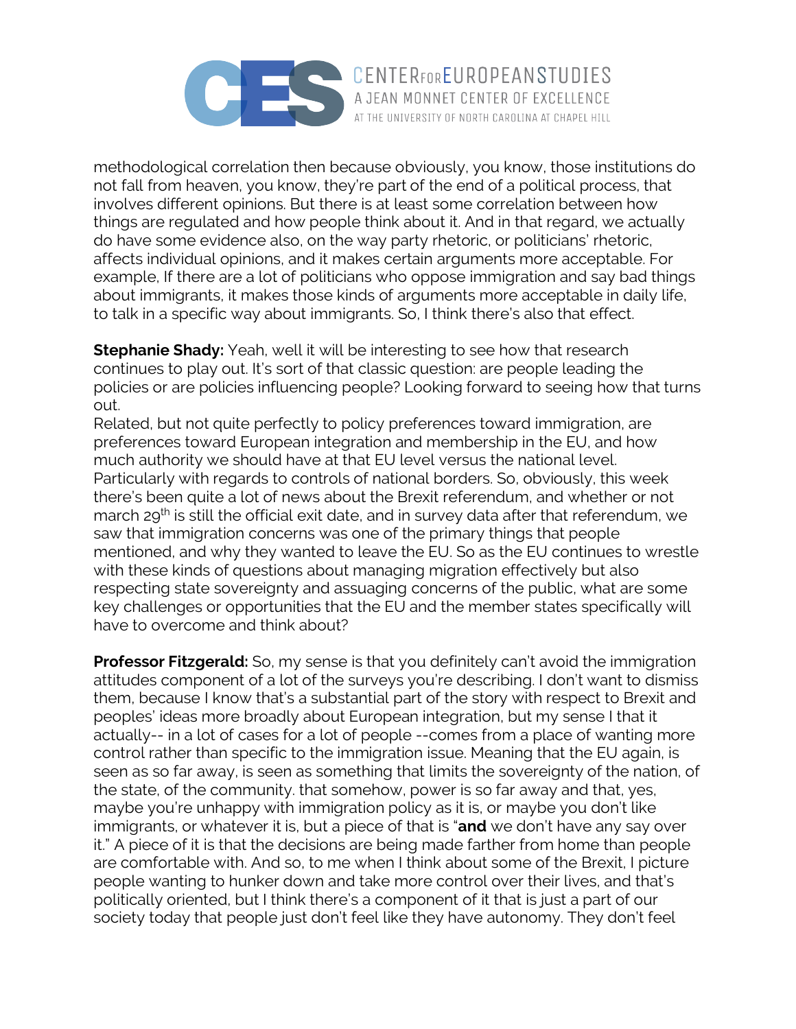methodological correlation then because obviously, you know, those institutions do not fall from heaven, you know, they're part of the end of a political process, that involves different opinions. But there is at least some correlation between how things are regulated and how people think about it. And in that regard, we actually do have some evidence also, on the way party rhetoric, or politicians' rhetoric, affects individual opinions, and it makes certain arguments more acceptable. For example, If there are a lot of politicians who oppose immigration and say bad things about immigrants, it makes those kinds of arguments more acceptable in daily life, to talk in a specific way about immigrants. So, I think there's also that effect.

**Stephanie Shady:** Yeah, well it will be interesting to see how that research continues to play out. It's sort of that classic question: are people leading the policies or are policies influencing people? Looking forward to seeing how that turns out.
Related, but not quite perfectly to policy preferences toward immigration, are preferences toward European integration and membership in the EU, and how much authority we should have at that EU level versus the national level. Particularly with regards to controls of national borders. So, obviously, this week there's been quite a lot of news about the Brexit referendum, and whether or not march 29th is still the official exit date, and in survey data after that referendum, we saw that immigration concerns was one of the primary things that people mentioned, and why they wanted to leave the EU. So as the EU continues to wrestle with these kinds of questions about managing migration effectively but also respecting state sovereignty and assuaging concerns of the public, what are some key challenges or opportunities that the EU and the member states specifically will have to overcome and think about?

**Professor Fitzgerald:** So, my sense is that you definitely can't avoid the immigration attitudes component of a lot of the surveys you're describing. I don't want to dismiss them, because I know that's a substantial part of the story with respect to Brexit and peoples' ideas more broadly about European integration, but my sense I that it actually-- in a lot of cases for a lot of people --comes from a place of wanting more control rather than specific to the immigration issue. Meaning that the EU again, is seen as so far away, is seen as something that limits the sovereignty of the nation, of the state, of the community. that somehow, power is so far away and that, yes, maybe you're unhappy with immigration policy as it is, or maybe you don't like immigrants, or whatever it is, but a piece of that is "**and** we don't have any say over it." A piece of it is that the decisions are being made farther from home than people are comfortable with. And so, to me when I think about some of the Brexit, I picture people wanting to hunker down and take more control over their lives, and that's politically oriented, but I think there's a component of it that is just a part of our society today that people just don't feel like they have autonomy. They don't feel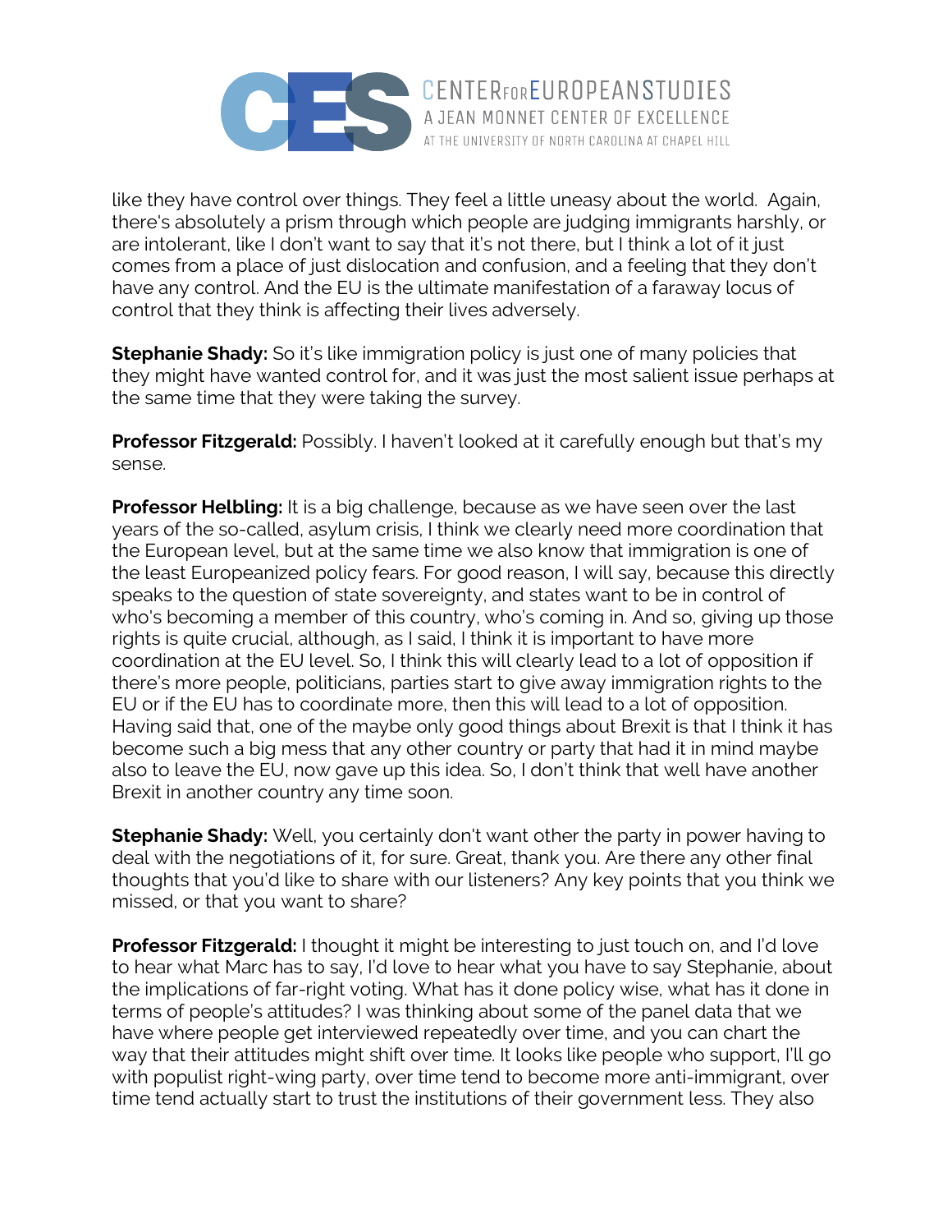like they have control over things. They feel a little uneasy about the world. Again, there's absolutely a prism through which people are judging immigrants harshly, or are intolerant, like I don't want to say that it's not there, but I think a lot of it just comes from a place of just dislocation and confusion, and a feeling that they don't have any control. And the EU is the ultimate manifestation of a faraway locus of control that they think is affecting their lives adversely.

**Stephanie Shady:** So it's like immigration policy is just one of many policies that they might have wanted control for, and it was just the most salient issue perhaps at the same time that they were taking the survey.

**Professor Fitzgerald:** Possibly. I haven't looked at it carefully enough but that's my sense.

**Professor Helbling:** It is a big challenge, because as we have seen over the last years of the so-called, asylum crisis, I think we clearly need more coordination that the European level, but at the same time we also know that immigration is one of the least Europeanized policy fears. For good reason, I will say, because this directly speaks to the question of state sovereignty, and states want to be in control of who's becoming a member of this country, who's coming in. And so, giving up those rights is quite crucial, although, as I said, I think it is important to have more coordination at the EU level. So, I think this will clearly lead to a lot of opposition if there's more people, politicians, parties start to give away immigration rights to the EU or if the EU has to coordinate more, then this will lead to a lot of opposition. Having said that, one of the maybe only good things about Brexit is that I think it has become such a big mess that any other country or party that had it in mind maybe also to leave the EU, now gave up this idea. So, I don't think that well have another Brexit in another country any time soon.

**Stephanie Shady:** Well, you certainly don't want other the party in power having to deal with the negotiations of it, for sure. Great, thank you. Are there any other final thoughts that you'd like to share with our listeners? Any key points that you think we missed, or that you want to share?

**Professor Fitzgerald:** I thought it might be interesting to just touch on, and I'd love to hear what Marc has to say, I'd love to hear what you have to say Stephanie, about the implications of far-right voting. What has it done policy wise, what has it done in terms of people's attitudes? I was thinking about some of the panel data that we have where people get interviewed repeatedly over time, and you can chart the way that their attitudes might shift over time. It looks like people who support, I'll go with populist right-wing party, over time tend to become more anti-immigrant, over time tend actually start to trust the institutions of their government less. They also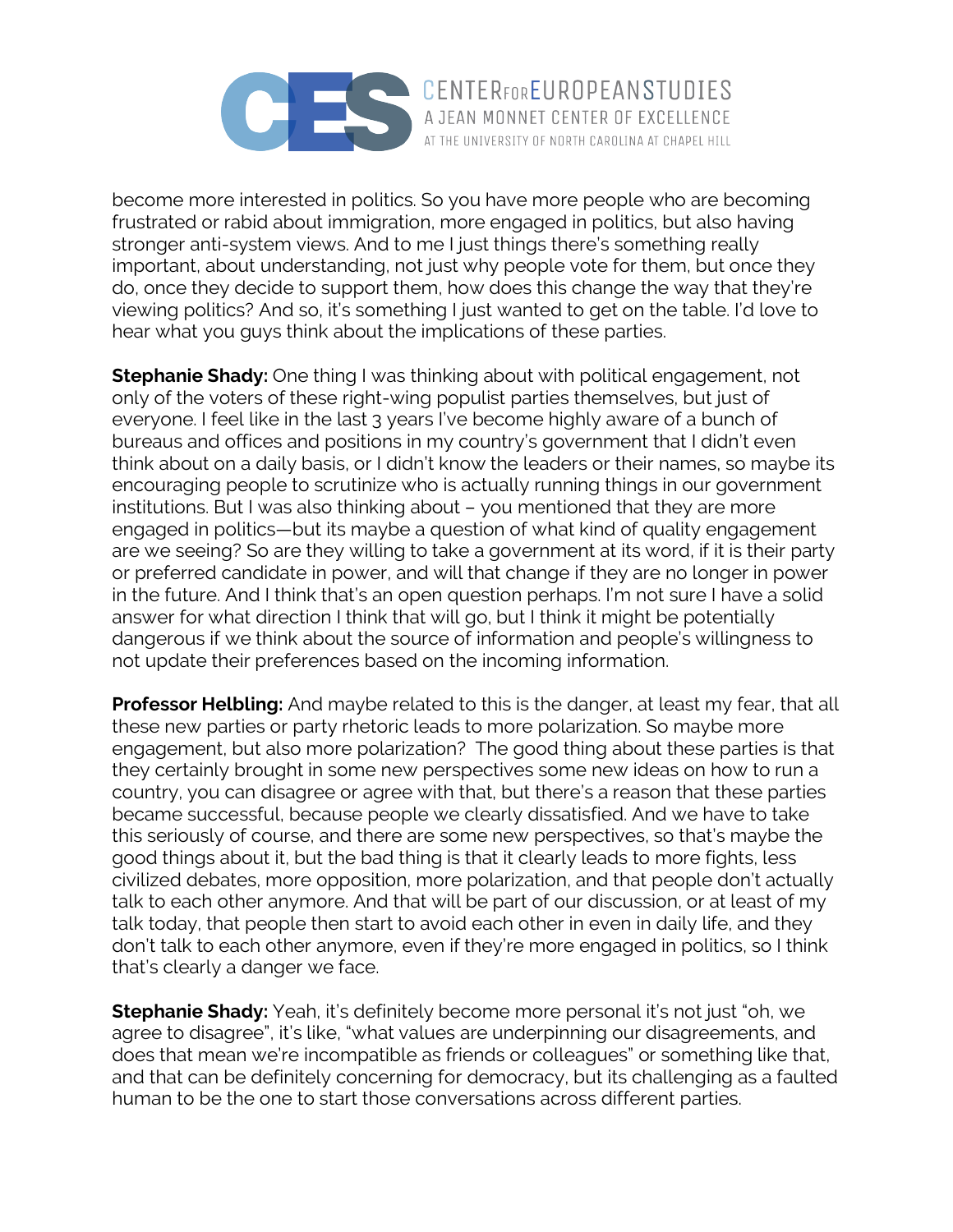become more interested in politics. So you have more people who are becoming frustrated or rabid about immigration, more engaged in politics, but also having stronger anti-system views. And to me I just things there's something really important, about understanding, not just why people vote for them, but once they do, once they decide to support them, how does this change the way that they're viewing politics? And so, it's something I just wanted to get on the table. I'd love to hear what you guys think about the implications of these parties.

**Stephanie Shady:** One thing I was thinking about with political engagement, not only of the voters of these right-wing populist parties themselves, but just of everyone. I feel like in the last 3 years I've become highly aware of a bunch of bureaus and offices and positions in my country's government that I didn't even think about on a daily basis, or I didn't know the leaders or their names, so maybe its encouraging people to scrutinize who is actually running things in our government institutions. But I was also thinking about – you mentioned that they are more engaged in politics—but its maybe a question of what kind of quality engagement are we seeing? So are they willing to take a government at its word, if it is their party or preferred candidate in power, and will that change if they are no longer in power in the future. And I think that's an open question perhaps. I'm not sure I have a solid answer for what direction I think that will go, but I think it might be potentially dangerous if we think about the source of information and people's willingness to not update their preferences based on the incoming information.

**Professor Helbling:** And maybe related to this is the danger, at least my fear, that all these new parties or party rhetoric leads to more polarization. So maybe more engagement, but also more polarization? The good thing about these parties is that they certainly brought in some new perspectives some new ideas on how to run a country, you can disagree or agree with that, but there's a reason that these parties became successful, because people we clearly dissatisfied. And we have to take this seriously of course, and there are some new perspectives, so that's maybe the good things about it, but the bad thing is that it clearly leads to more fights, less civilized debates, more opposition, more polarization, and that people don't actually talk to each other anymore. And that will be part of our discussion, or at least of my talk today, that people then start to avoid each other in even in daily life, and they don't talk to each other anymore, even if they're more engaged in politics, so I think that's clearly a danger we face.

**Stephanie Shady:** Yeah, it's definitely become more personal it's not just "oh, we agree to disagree", it's like, "what values are underpinning our disagreements, and does that mean we're incompatible as friends or colleagues" or something like that, and that can be definitely concerning for democracy, but its challenging as a faulted human to be the one to start those conversations across different parties.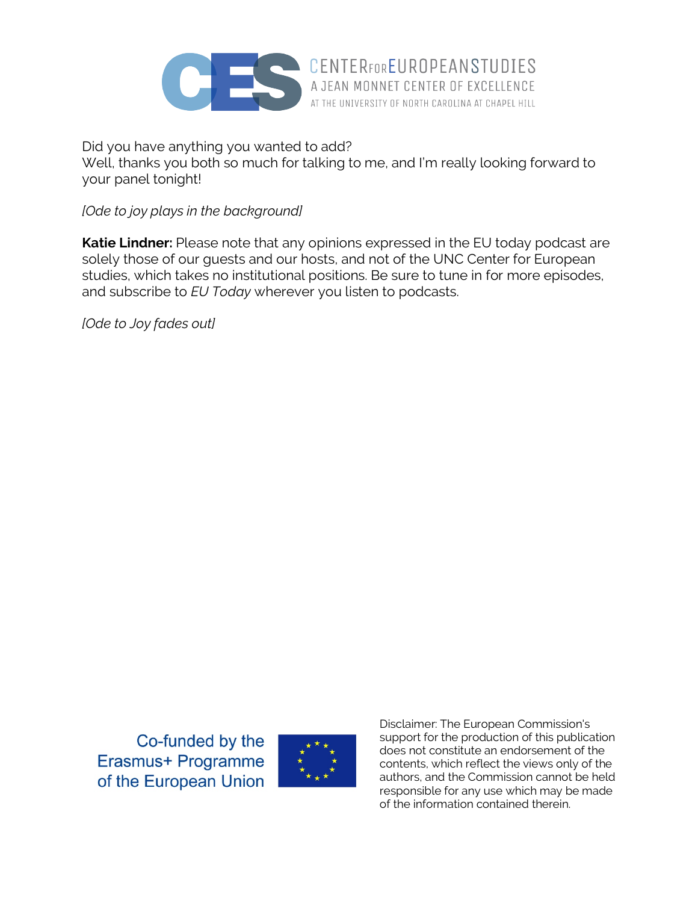Did you have anything you wanted to add?
Well, thanks you both so much for talking to me, and I'm really looking forward to your panel tonight!

*[Ode to joy plays in the background]*

**Katie Lindner:** Please note that any opinions expressed in the EU today podcast are solely those of our guests and our hosts, and not of the UNC Center for European studies, which takes no institutional positions. Be sure to tune in for more episodes, and subscribe to *EU Today* wherever you listen to podcasts.

*[Ode to Joy fades out]*

Co-funded by the Erasmus+ Programme of the European Union

Disclaimer: The European Commission's support for the production of this publication does not constitute an endorsement of the contents, which reflect the views only of the authors, and the Commission cannot be held responsible for any use which may be made of the information contained therein.